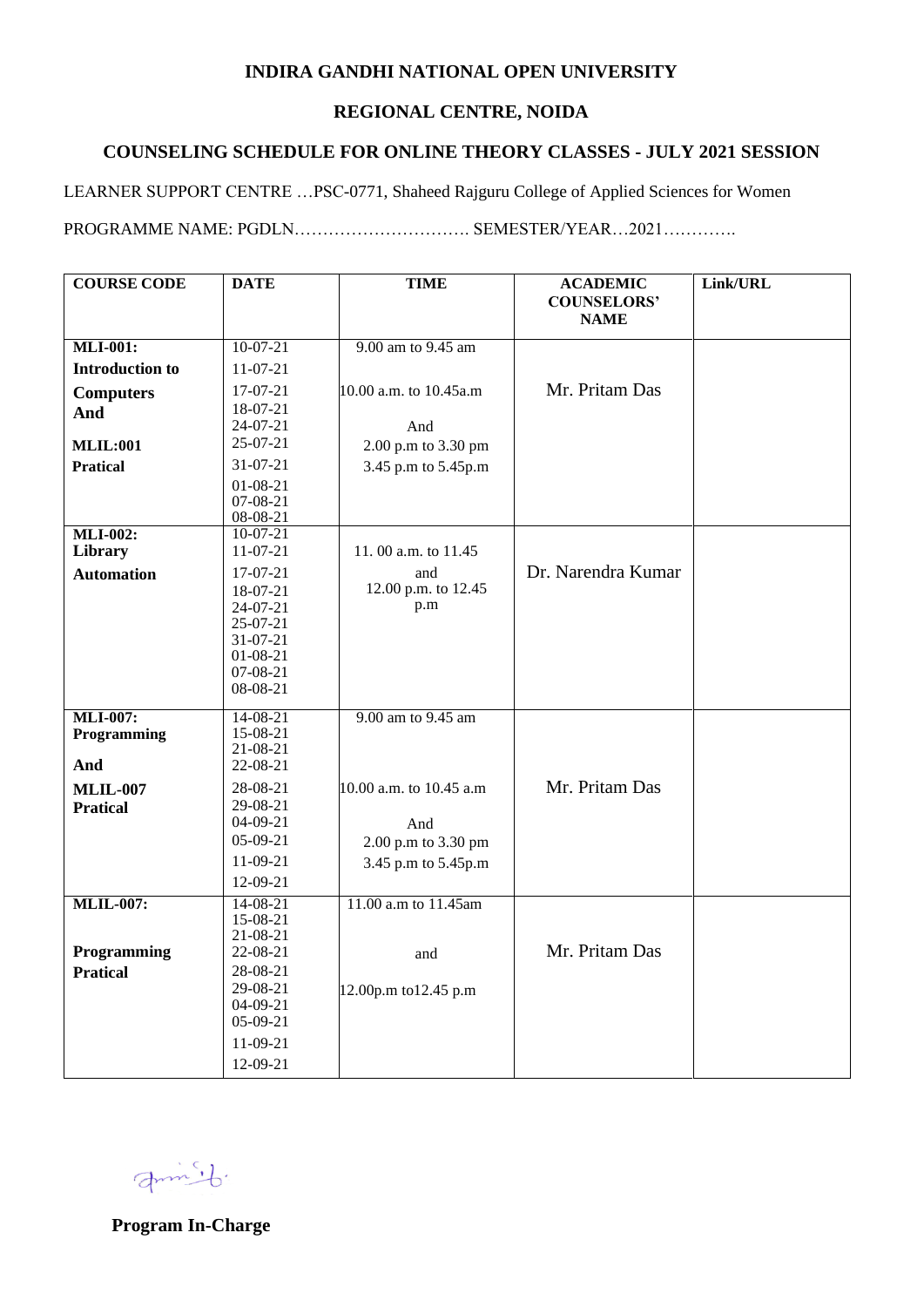**INDIRA GANDHI NATIONAL OPEN UNIVERSITY**

**REGIONAL CENTRE, NOIDA**

**COUNSELING SCHEDULE FOR ONLINE THEORY CLASSES - JULY 2021 SESSION**

LEARNER SUPPORT CENTRE …PSC-0771, Shaheed Rajguru College of Applied Sciences for Women

PROGRAMME NAME: PGDLN…………………………. SEMESTER/YEAR…2021………….

| COURSE CODE | DATE | TIME | ACADEMIC COUNSELORS' NAME | Link/URL |
|---|---|---|---|---|
| **MLI-001: Introduction to Computers And MLIL:001 Pratical** | 10-07-21<br>11-07-21<br>17-07-21<br>18-07-21<br>24-07-21<br>25-07-21<br>31-07-21<br>01-08-21<br>07-08-21<br>08-08-21 | 9.00 am to 9.45 am<br>10.00 a.m. to 10.45a.m<br>And<br>2.00 p.m to 3.30 pm<br>3.45 p.m to 5.45p.m | Mr. Pritam Das | |
| **MLI-002: Library Automation** | 10-07-21<br>11-07-21<br>17-07-21<br>18-07-21<br>24-07-21<br>25-07-21<br>31-07-21<br>01-08-21<br>07-08-21<br>08-08-21 | 11. 00 a.m. to 11.45<br>and<br>12.00 p.m. to 12.45 p.m | Dr. Narendra Kumar | |
| **MLI-007: Programming And MLIL-007 Pratical** | 14-08-21<br>15-08-21<br>21-08-21<br>22-08-21<br>28-08-21<br>29-08-21<br>04-09-21<br>05-09-21<br>11-09-21<br>12-09-21 | 9.00 am to 9.45 am<br>10.00 a.m. to 10.45 a.m<br>And<br>2.00 p.m to 3.30 pm<br>3.45 p.m to 5.45p.m | Mr. Pritam Das | |
| **MLIL-007: Programming Pratical** | 14-08-21<br>15-08-21<br>21-08-21<br>22-08-21<br>28-08-21<br>29-08-21<br>04-09-21<br>05-09-21<br>11-09-21<br>12-09-21 | 11.00 a.m to 11.45am<br>and<br>12.00p.m to12.45 p.m | Mr. Pritam Das | |

**Program In-Charge**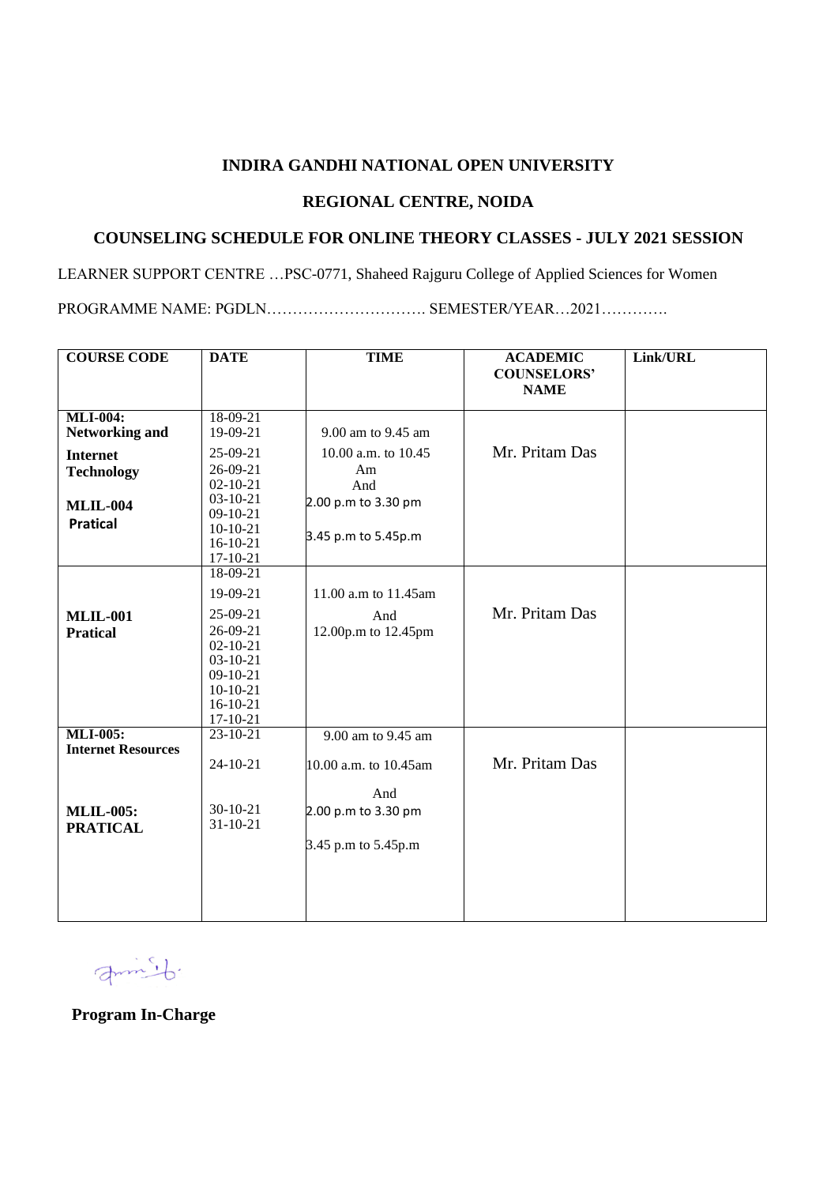**INDIRA GANDHI NATIONAL OPEN UNIVERSITY**

**REGIONAL CENTRE, NOIDA**

**COUNSELING SCHEDULE FOR ONLINE THEORY CLASSES - JULY 2021 SESSION**

LEARNER SUPPORT CENTRE …PSC-0771, Shaheed Rajguru College of Applied Sciences for Women

PROGRAMME NAME: PGDLN…………………………. SEMESTER/YEAR…2021………….

| COURSE CODE | DATE | TIME | ACADEMIC COUNSELORS' NAME | Link/URL |
|---|---|---|---|---|
| **MLI-004: Networking and Internet Technology** **MLIL-004 Pratical** | 18-09-21 19-09-21 25-09-21 26-09-21 02-10-21 03-10-21 09-10-21 10-10-21 16-10-21 17-10-21 | 9.00 am to 9.45 am 10.00 a.m. to 10.45 Am And 2.00 p.m to 3.30 pm 3.45 p.m to 5.45p.m | Mr. Pritam Das | |
| **MLIL-001 Pratical** | 18-09-21 19-09-21 25-09-21 26-09-21 02-10-21 03-10-21 09-10-21 10-10-21 16-10-21 17-10-21 | 11.00 a.m to 11.45am And 12.00p.m to 12.45pm | Mr. Pritam Das | |
| **MLI-005: Internet Resources** **MLIL-005: PRATICAL** | 23-10-21 24-10-21 30-10-21 31-10-21 | 9.00 am to 9.45 am 10.00 a.m. to 10.45am And 2.00 p.m to 3.30 pm 3.45 p.m to 5.45p.m | Mr. Pritam Das | |

**Program In-Charge**